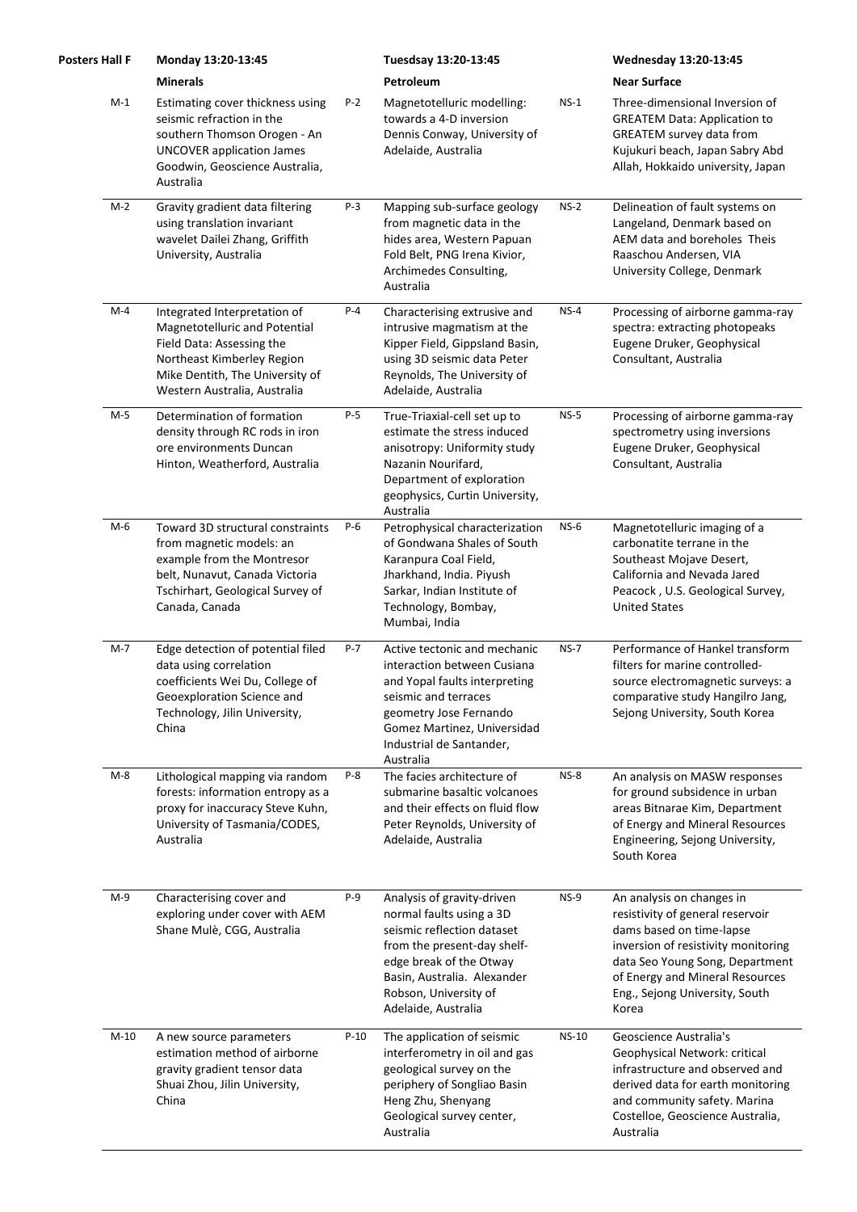| Posters Hall F | Monday 13:20-13:45 | | Tuesdsay 13:20-13:45 | | Wednesday 13:20-13:45 |
|---|---|---|---|---|---|
| | **Minerals** | | **Petroleum** | | **Near Surface** |
| M-1 | Estimating cover thickness using seismic refraction in the southern Thomson Orogen - An UNCOVER application James Goodwin, Geoscience Australia, Australia | P-2 | Magnetotelluric modelling: towards a 4-D inversion Dennis Conway, University of Adelaide, Australia | NS-1 | Three-dimensional Inversion of GREATEM Data: Application to GREATEM survey data from Kujukuri beach, Japan Sabry Abd Allah, Hokkaido university, Japan |
| M-2 | Gravity gradient data filtering using translation invariant wavelet Dailei Zhang, Griffith University, Australia | P-3 | Mapping sub-surface geology from magnetic data in the hides area, Western Papuan Fold Belt, PNG Irena Kivior, Archimedes Consulting, Australia | NS-2 | Delineation of fault systems on Langeland, Denmark based on AEM data and boreholes Theis Raaschou Andersen, VIA University College, Denmark |
| M-4 | Integrated Interpretation of Magnetotelluric and Potential Field Data: Assessing the Northeast Kimberley Region Mike Dentith, The University of Western Australia, Australia | P-4 | Characterising extrusive and intrusive magmatism at the Kipper Field, Gippsland Basin, using 3D seismic data Peter Reynolds, The University of Adelaide, Australia | NS-4 | Processing of airborne gamma-ray spectra: extracting photopeaks Eugene Druker, Geophysical Consultant, Australia |
| M-5 | Determination of formation density through RC rods in iron ore environments Duncan Hinton, Weatherford, Australia | P-5 | True-Triaxial-cell set up to estimate the stress induced anisotropy: Uniformity study Nazanin Nourifard, Department of exploration geophysics, Curtin University, Australia | NS-5 | Processing of airborne gamma-ray spectrometry using inversions Eugene Druker, Geophysical Consultant, Australia |
| M-6 | Toward 3D structural constraints from magnetic models: an example from the Montresor belt, Nunavut, Canada Victoria Tschirhart, Geological Survey of Canada, Canada | P-6 | Petrophysical characterization of Gondwana Shales of South Karanpura Coal Field, Jharkhand, India. Piyush Sarkar, Indian Institute of Technology, Bombay, Mumbai, India | NS-6 | Magnetotelluric imaging of a carbonatite terrane in the Southeast Mojave Desert, California and Nevada Jared Peacock , U.S. Geological Survey, United States |
| M-7 | Edge detection of potential filed data using correlation coefficients Wei Du, College of Geoexploration Science and Technology, Jilin University, China | P-7 | Active tectonic and mechanic interaction between Cusiana and Yopal faults interpreting seismic and terraces geometry Jose Fernando Gomez Martinez, Universidad Industrial de Santander, Australia | NS-7 | Performance of Hankel transform filters for marine controlled-source electromagnetic surveys: a comparative study Hangilro Jang, Sejong University, South Korea |
| M-8 | Lithological mapping via random forests: information entropy as a proxy for inaccuracy Steve Kuhn, University of Tasmania/CODES, Australia | P-8 | The facies architecture of submarine basaltic volcanoes and their effects on fluid flow Peter Reynolds, University of Adelaide, Australia | NS-8 | An analysis on MASW responses for ground subsidence in urban areas Bitnarae Kim, Department of Energy and Mineral Resources Engineering, Sejong University, South Korea |
| M-9 | Characterising cover and exploring under cover with AEM Shane Mulè, CGG, Australia | P-9 | Analysis of gravity-driven normal faults using a 3D seismic reflection dataset from the present-day shelf-edge break of the Otway Basin, Australia. Alexander Robson, University of Adelaide, Australia | NS-9 | An analysis on changes in resistivity of general reservoir dams based on time-lapse inversion of resistivity monitoring data Seo Young Song, Department of Energy and Mineral Resources Eng., Sejong University, South Korea |
| M-10 | A new source parameters estimation method of airborne gravity gradient tensor data Shuai Zhou, Jilin University, China | P-10 | The application of seismic interferometry in oil and gas geological survey on the periphery of Songliao Basin Heng Zhu, Shenyang Geological survey center, Australia | NS-10 | Geoscience Australia's Geophysical Network: critical infrastructure and observed and derived data for earth monitoring and community safety. Marina Costelloe, Geoscience Australia, Australia |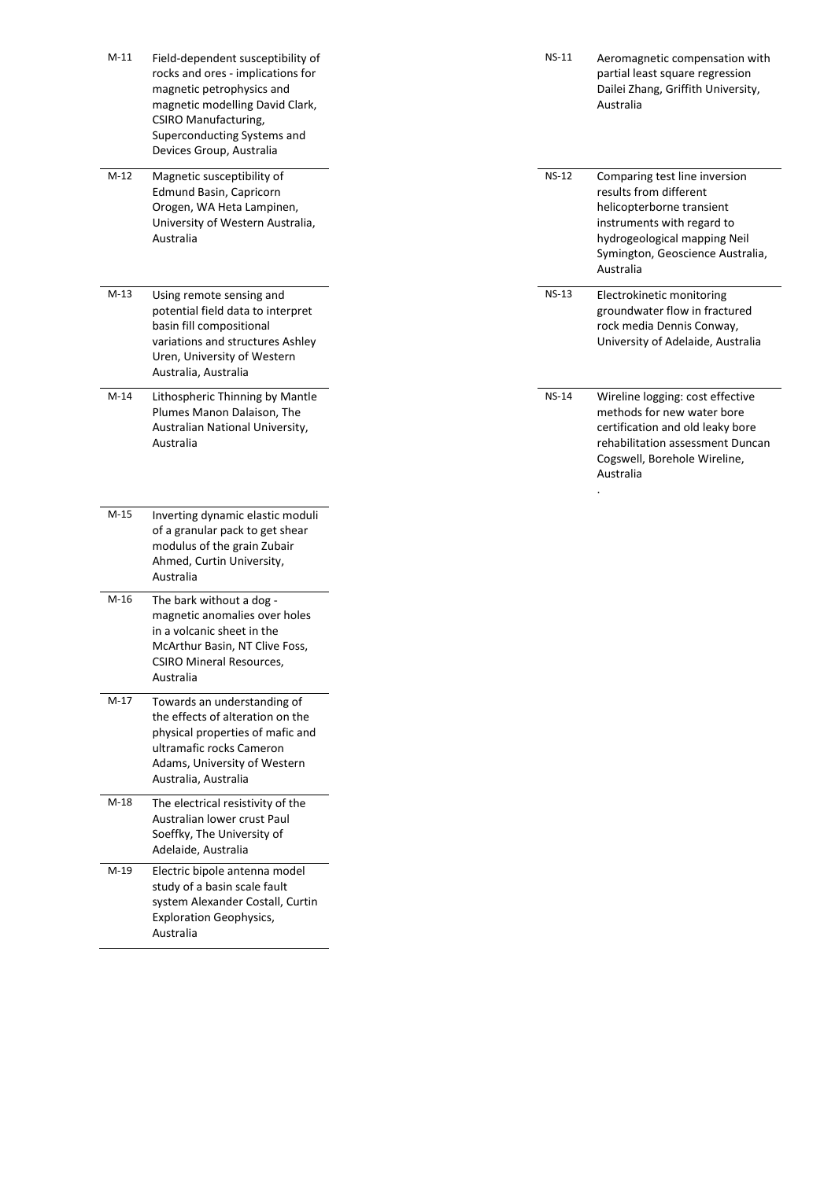| | |
|---|---|
| M-11 | Field-dependent susceptibility of rocks and ores - implications for magnetic petrophysics and magnetic modelling David Clark, CSIRO Manufacturing, Superconducting Systems and Devices Group, Australia |
| M-12 | Magnetic susceptibility of Edmund Basin, Capricorn Orogen, WA Heta Lampinen, University of Western Australia, Australia |
| M-13 | Using remote sensing and potential field data to interpret basin fill compositional variations and structures Ashley Uren, University of Western Australia, Australia |
| M-14 | Lithospheric Thinning by Mantle Plumes Manon Dalaison, The Australian National University, Australia |
| M-15 | Inverting dynamic elastic moduli of a granular pack to get shear modulus of the grain Zubair Ahmed, Curtin University, Australia |
| M-16 | The bark without a dog - magnetic anomalies over holes in a volcanic sheet in the McArthur Basin, NT Clive Foss, CSIRO Mineral Resources, Australia |
| M-17 | Towards an understanding of the effects of alteration on the physical properties of mafic and ultramafic rocks Cameron Adams, University of Western Australia, Australia |
| M-18 | The electrical resistivity of the Australian lower crust Paul Soeffky, The University of Adelaide, Australia |
| M-19 | Electric bipole antenna model study of a basin scale fault system Alexander Costall, Curtin Exploration Geophysics, Australia |

| | |
|---|---|
| NS-11 | Aeromagnetic compensation with partial least square regression Dailei Zhang, Griffith University, Australia |
| NS-12 | Comparing test line inversion results from different helicopterborne transient instruments with regard to hydrogeological mapping Neil Symington, Geoscience Australia, Australia |
| NS-13 | Electrokinetic monitoring groundwater flow in fractured rock media Dennis Conway, University of Adelaide, Australia |
| NS-14 | Wireline logging: cost effective methods for new water bore certification and old leaky bore rehabilitation assessment Duncan Cogswell, Borehole Wireline, Australia |